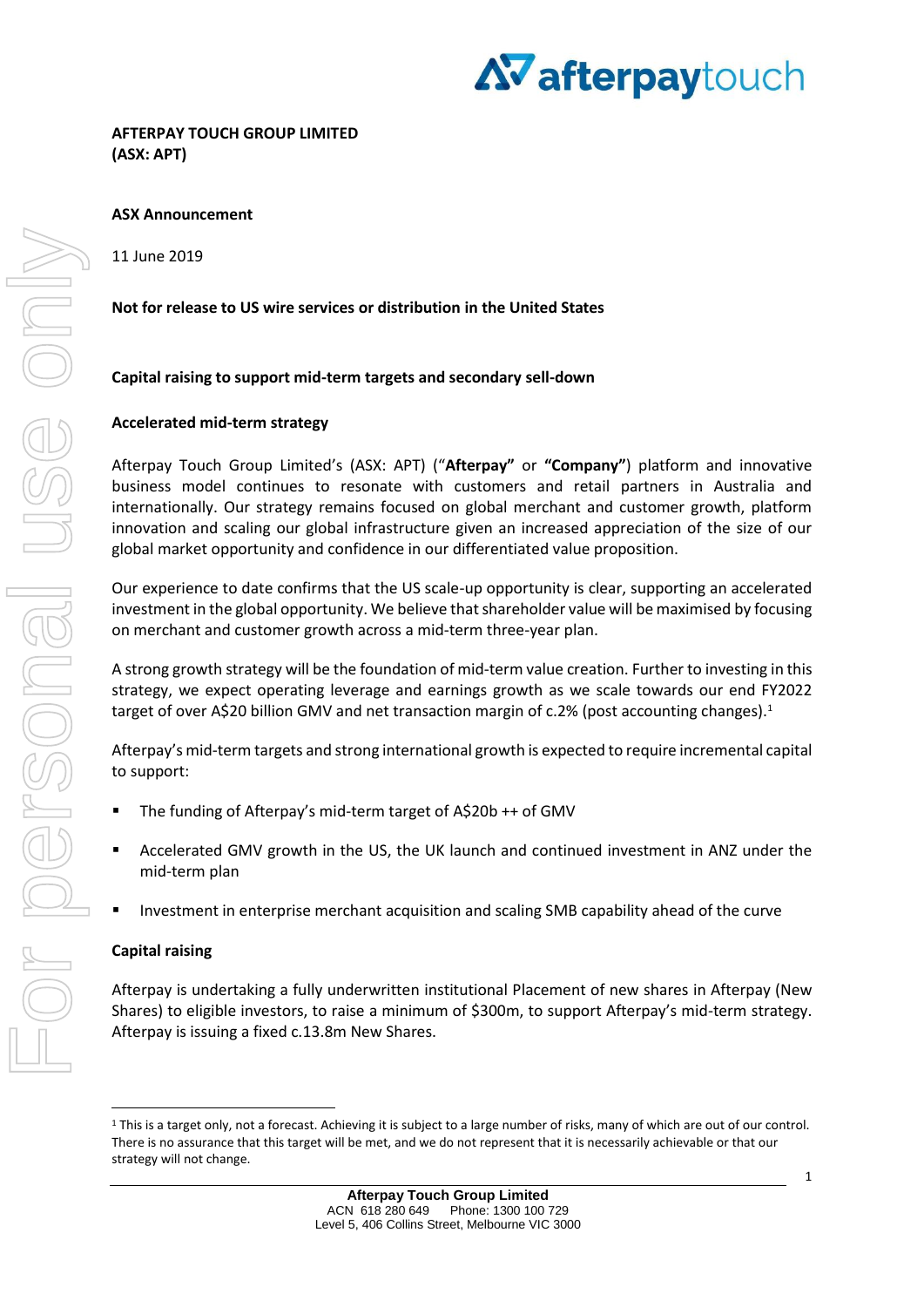**AFTERPAY TOUCH GROUP LIMITED**
**(ASX: APT)**

**ASX Announcement**

11 June 2019

**Not for release to US wire services or distribution in the United States**

**Capital raising to support mid-term targets and secondary sell-down**

**Accelerated mid-term strategy**

Afterpay Touch Group Limited's (ASX: APT) ("**Afterpay**" or **"Company"**) platform and innovative business model continues to resonate with customers and retail partners in Australia and internationally. Our strategy remains focused on global merchant and customer growth, platform innovation and scaling our global infrastructure given an increased appreciation of the size of our global market opportunity and confidence in our differentiated value proposition.

Our experience to date confirms that the US scale-up opportunity is clear, supporting an accelerated investment in the global opportunity. We believe that shareholder value will be maximised by focusing on merchant and customer growth across a mid-term three-year plan.

A strong growth strategy will be the foundation of mid-term value creation. Further to investing in this strategy, we expect operating leverage and earnings growth as we scale towards our end FY2022 target of over A$20 billion GMV and net transaction margin of c.2% (post accounting changes).[1]

Afterpay's mid-term targets and strong international growth is expected to require incremental capital to support:

- The funding of Afterpay's mid-term target of A$20b ++ of GMV
- Accelerated GMV growth in the US, the UK launch and continued investment in ANZ under the mid-term plan
- Investment in enterprise merchant acquisition and scaling SMB capability ahead of the curve

**Capital raising**

Afterpay is undertaking a fully underwritten institutional Placement of new shares in Afterpay (New Shares) to eligible investors, to raise a minimum of $300m, to support Afterpay's mid-term strategy. Afterpay is issuing a fixed c.13.8m New Shares.

[1] This is a target only, not a forecast. Achieving it is subject to a large number of risks, many of which are out of our control. There is no assurance that this target will be met, and we do not represent that it is necessarily achievable or that our strategy will not change.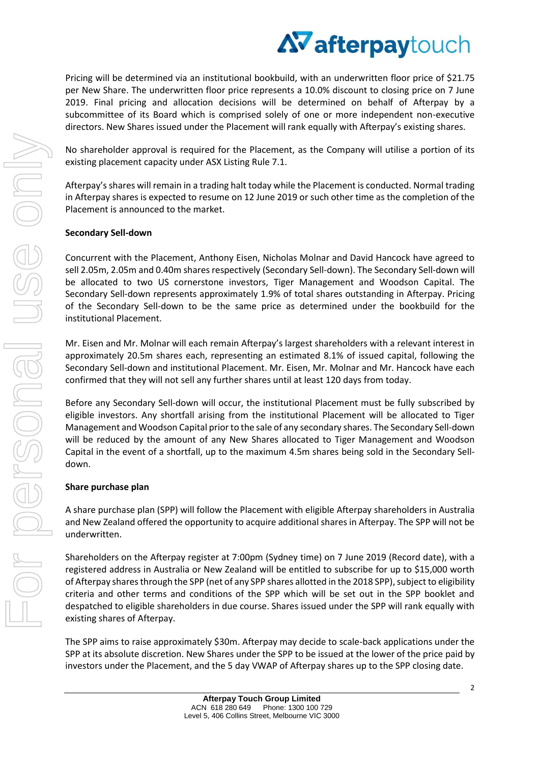Pricing will be determined via an institutional bookbuild, with an underwritten floor price of $21.75 per New Share. The underwritten floor price represents a 10.0% discount to closing price on 7 June 2019. Final pricing and allocation decisions will be determined on behalf of Afterpay by a subcommittee of its Board which is comprised solely of one or more independent non-executive directors. New Shares issued under the Placement will rank equally with Afterpay's existing shares.

No shareholder approval is required for the Placement, as the Company will utilise a portion of its existing placement capacity under ASX Listing Rule 7.1.

Afterpay's shares will remain in a trading halt today while the Placement is conducted. Normal trading in Afterpay shares is expected to resume on 12 June 2019 or such other time as the completion of the Placement is announced to the market.

**Secondary Sell-down**

Concurrent with the Placement, Anthony Eisen, Nicholas Molnar and David Hancock have agreed to sell 2.05m, 2.05m and 0.40m shares respectively (Secondary Sell-down). The Secondary Sell-down will be allocated to two US cornerstone investors, Tiger Management and Woodson Capital. The Secondary Sell-down represents approximately 1.9% of total shares outstanding in Afterpay. Pricing of the Secondary Sell-down to be the same price as determined under the bookbuild for the institutional Placement.

Mr. Eisen and Mr. Molnar will each remain Afterpay's largest shareholders with a relevant interest in approximately 20.5m shares each, representing an estimated 8.1% of issued capital, following the Secondary Sell-down and institutional Placement. Mr. Eisen, Mr. Molnar and Mr. Hancock have each confirmed that they will not sell any further shares until at least 120 days from today.

Before any Secondary Sell-down will occur, the institutional Placement must be fully subscribed by eligible investors. Any shortfall arising from the institutional Placement will be allocated to Tiger Management and Woodson Capital prior to the sale of any secondary shares. The Secondary Sell-down will be reduced by the amount of any New Shares allocated to Tiger Management and Woodson Capital in the event of a shortfall, up to the maximum 4.5m shares being sold in the Secondary Sell-down.

**Share purchase plan**

A share purchase plan (SPP) will follow the Placement with eligible Afterpay shareholders in Australia and New Zealand offered the opportunity to acquire additional shares in Afterpay. The SPP will not be underwritten.

Shareholders on the Afterpay register at 7:00pm (Sydney time) on 7 June 2019 (Record date), with a registered address in Australia or New Zealand will be entitled to subscribe for up to $15,000 worth of Afterpay shares through the SPP (net of any SPP shares allotted in the 2018 SPP), subject to eligibility criteria and other terms and conditions of the SPP which will be set out in the SPP booklet and despatched to eligible shareholders in due course. Shares issued under the SPP will rank equally with existing shares of Afterpay.

The SPP aims to raise approximately $30m. Afterpay may decide to scale-back applications under the SPP at its absolute discretion. New Shares under the SPP to be issued at the lower of the price paid by investors under the Placement, and the 5 day VWAP of Afterpay shares up to the SPP closing date.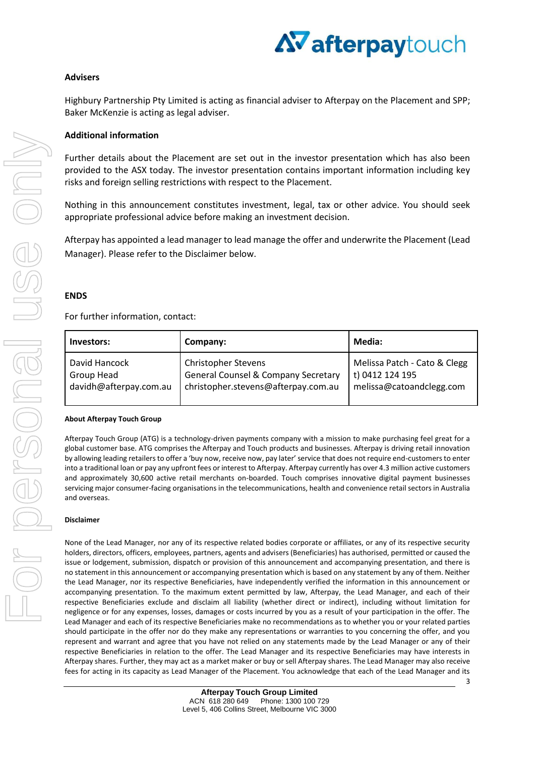### Advisers

Highbury Partnership Pty Limited is acting as financial adviser to Afterpay on the Placement and SPP; Baker McKenzie is acting as legal adviser.

### Additional information

Further details about the Placement are set out in the investor presentation which has also been provided to the ASX today. The investor presentation contains important information including key risks and foreign selling restrictions with respect to the Placement.

Nothing in this announcement constitutes investment, legal, tax or other advice. You should seek appropriate professional advice before making an investment decision.

Afterpay has appointed a lead manager to lead manage the offer and underwrite the Placement (Lead Manager). Please refer to the Disclaimer below.

**ENDS**

For further information, contact:

| Investors: | Company: | Media: |
|---|---|---|
| David Hancock<br>Group Head<br>davidh@afterpay.com.au | Christopher Stevens<br>General Counsel & Company Secretary<br>christopher.stevens@afterpay.com.au | Melissa Patch - Cato & Clegg<br>t) 0412 124 195<br>melissa@catoandclegg.com |

#### About Afterpay Touch Group

Afterpay Touch Group (ATG) is a technology-driven payments company with a mission to make purchasing feel great for a global customer base. ATG comprises the Afterpay and Touch products and businesses. Afterpay is driving retail innovation by allowing leading retailers to offer a 'buy now, receive now, pay later' service that does not require end-customers to enter into a traditional loan or pay any upfront fees or interest to Afterpay. Afterpay currently has over 4.3 million active customers and approximately 30,600 active retail merchants on-boarded. Touch comprises innovative digital payment businesses servicing major consumer-facing organisations in the telecommunications, health and convenience retail sectors in Australia and overseas.

#### Disclaimer

None of the Lead Manager, nor any of its respective related bodies corporate or affiliates, or any of its respective security holders, directors, officers, employees, partners, agents and advisers (Beneficiaries) has authorised, permitted or caused the issue or lodgement, submission, dispatch or provision of this announcement and accompanying presentation, and there is no statement in this announcement or accompanying presentation which is based on any statement by any of them. Neither the Lead Manager, nor its respective Beneficiaries, have independently verified the information in this announcement or accompanying presentation. To the maximum extent permitted by law, Afterpay, the Lead Manager, and each of their respective Beneficiaries exclude and disclaim all liability (whether direct or indirect), including without limitation for negligence or for any expenses, losses, damages or costs incurred by you as a result of your participation in the offer. The Lead Manager and each of its respective Beneficiaries make no recommendations as to whether you or your related parties should participate in the offer nor do they make any representations or warranties to you concerning the offer, and you represent and warrant and agree that you have not relied on any statements made by the Lead Manager or any of their respective Beneficiaries in relation to the offer. The Lead Manager and its respective Beneficiaries may have interests in Afterpay shares. Further, they may act as a market maker or buy or sell Afterpay shares. The Lead Manager may also receive fees for acting in its capacity as Lead Manager of the Placement. You acknowledge that each of the Lead Manager and its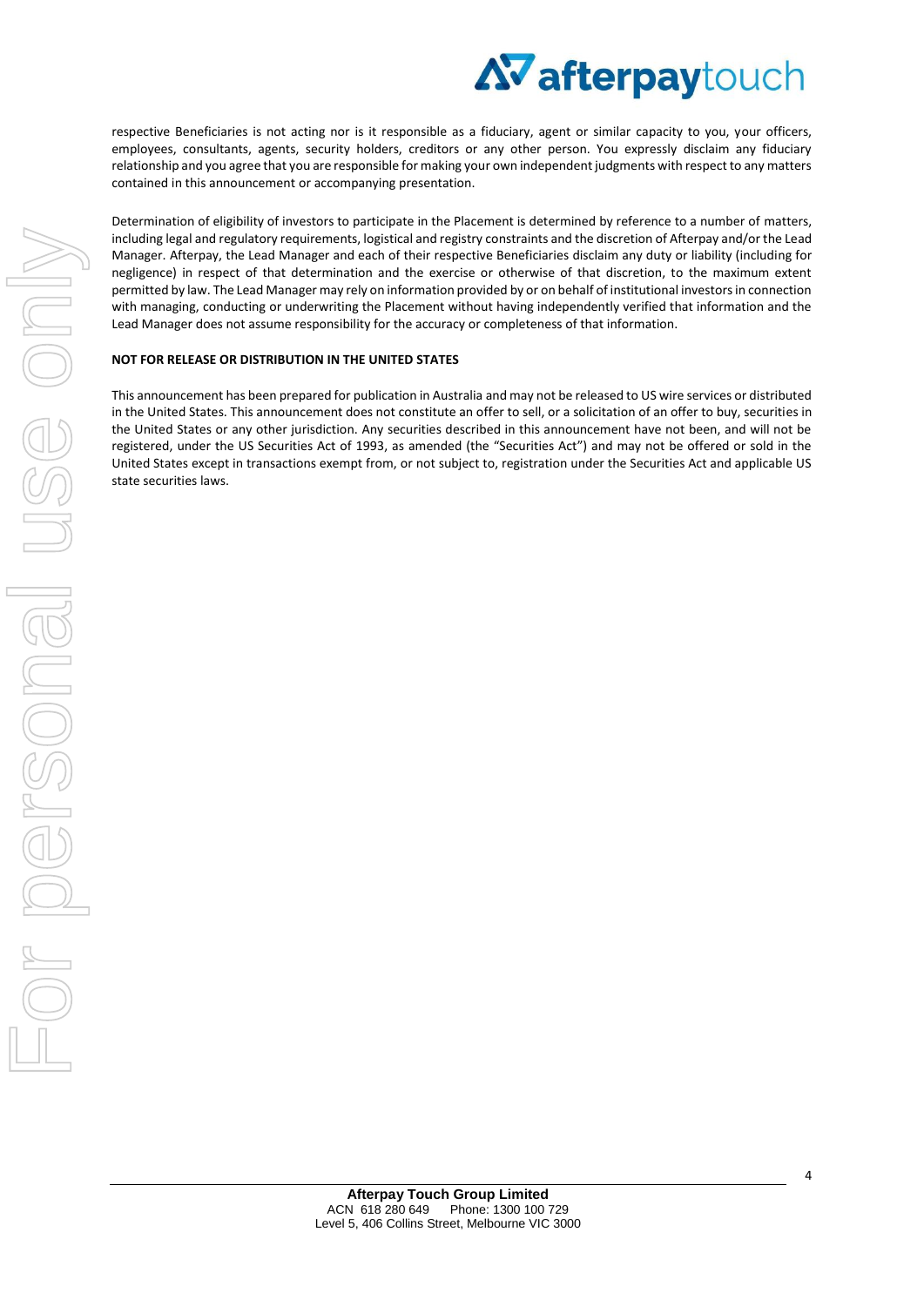respective Beneficiaries is not acting nor is it responsible as a fiduciary, agent or similar capacity to you, your officers, employees, consultants, agents, security holders, creditors or any other person. You expressly disclaim any fiduciary relationship and you agree that you are responsible for making your own independent judgments with respect to any matters contained in this announcement or accompanying presentation.

Determination of eligibility of investors to participate in the Placement is determined by reference to a number of matters, including legal and regulatory requirements, logistical and registry constraints and the discretion of Afterpay and/or the Lead Manager. Afterpay, the Lead Manager and each of their respective Beneficiaries disclaim any duty or liability (including for negligence) in respect of that determination and the exercise or otherwise of that discretion, to the maximum extent permitted by law. The Lead Manager may rely on information provided by or on behalf of institutional investors in connection with managing, conducting or underwriting the Placement without having independently verified that information and the Lead Manager does not assume responsibility for the accuracy or completeness of that information.

**NOT FOR RELEASE OR DISTRIBUTION IN THE UNITED STATES**

This announcement has been prepared for publication in Australia and may not be released to US wire services or distributed in the United States. This announcement does not constitute an offer to sell, or a solicitation of an offer to buy, securities in the United States or any other jurisdiction. Any securities described in this announcement have not been, and will not be registered, under the US Securities Act of 1993, as amended (the "Securities Act") and may not be offered or sold in the United States except in transactions exempt from, or not subject to, registration under the Securities Act and applicable US state securities laws.